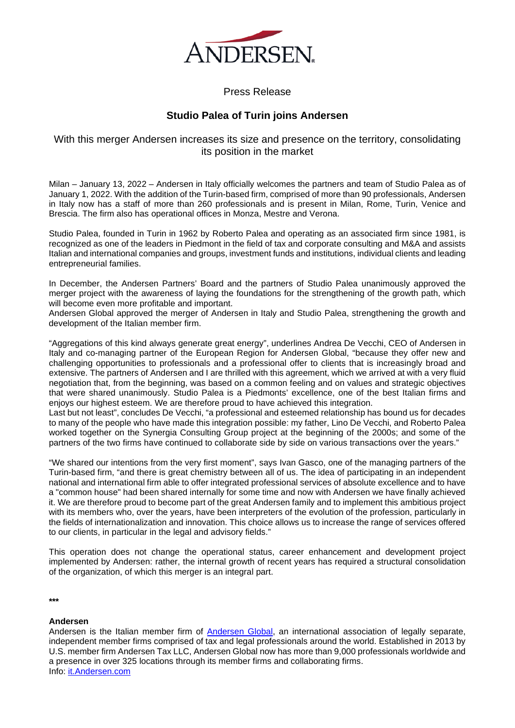ANDERSEN

Press Release

# Studio Palea of Turin joins Andersen

With this merger Andersen increases its size and presence on the territory, consolidating its position in the market

Milan – January 13, 2022 – Andersen in Italy officially welcomes the partners and team of Studio Palea as of January 1, 2022. With the addition of the Turin-based firm, comprised of more than 90 professionals, Andersen in Italy now has a staff of more than 260 professionals and is present in Milan, Rome, Turin, Venice and Brescia. The firm also has operational offices in Monza, Mestre and Verona.

Studio Palea, founded in Turin in 1962 by Roberto Palea and operating as an associated firm since 1981, is recognized as one of the leaders in Piedmont in the field of tax and corporate consulting and M&A and assists Italian and international companies and groups, investment funds and institutions, individual clients and leading entrepreneurial families.

In December, the Andersen Partners' Board and the partners of Studio Palea unanimously approved the merger project with the awareness of laying the foundations for the strengthening of the growth path, which will become even more profitable and important.
Andersen Global approved the merger of Andersen in Italy and Studio Palea, strengthening the growth and development of the Italian member firm.

"Aggregations of this kind always generate great energy", underlines Andrea De Vecchi, CEO of Andersen in Italy and co-managing partner of the European Region for Andersen Global, "because they offer new and challenging opportunities to professionals and a professional offer to clients that is increasingly broad and extensive. The partners of Andersen and I are thrilled with this agreement, which we arrived at with a very fluid negotiation that, from the beginning, was based on a common feeling and on values and strategic objectives that were shared unanimously. Studio Palea is a Piedmonts' excellence, one of the best Italian firms and enjoys our highest esteem. We are therefore proud to have achieved this integration.
Last but not least", concludes De Vecchi, "a professional and esteemed relationship has bound us for decades to many of the people who have made this integration possible: my father, Lino De Vecchi, and Roberto Palea worked together on the Synergia Consulting Group project at the beginning of the 2000s; and some of the partners of the two firms have continued to collaborate side by side on various transactions over the years."

"We shared our intentions from the very first moment", says Ivan Gasco, one of the managing partners of the Turin-based firm, "and there is great chemistry between all of us. The idea of participating in an independent national and international firm able to offer integrated professional services of absolute excellence and to have a "common house" had been shared internally for some time and now with Andersen we have finally achieved it. We are therefore proud to become part of the great Andersen family and to implement this ambitious project with its members who, over the years, have been interpreters of the evolution of the profession, particularly in the fields of internationalization and innovation. This choice allows us to increase the range of services offered to our clients, in particular in the legal and advisory fields."

This operation does not change the operational status, career enhancement and development project implemented by Andersen: rather, the internal growth of recent years has required a structural consolidation of the organization, of which this merger is an integral part.

***

**Andersen**
Andersen is the Italian member firm of Andersen Global, an international association of legally separate, independent member firms comprised of tax and legal professionals around the world. Established in 2013 by U.S. member firm Andersen Tax LLC, Andersen Global now has more than 9,000 professionals worldwide and a presence in over 325 locations through its member firms and collaborating firms.
Info: it.Andersen.com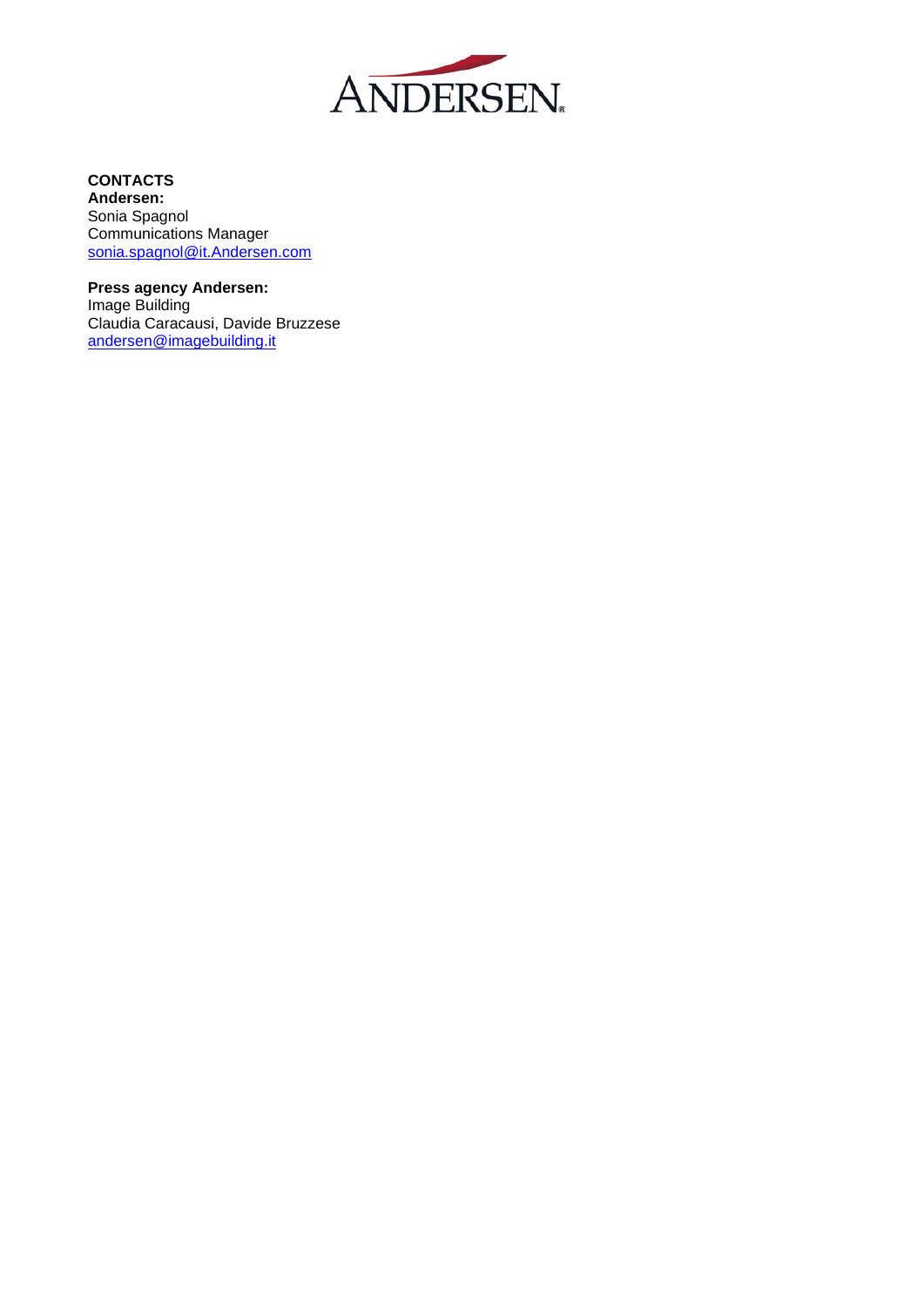**CONTACTS**
**Andersen:**
Sonia Spagnol
Communications Manager
sonia.spagnol@it.Andersen.com

**Press agency Andersen:**
Image Building
Claudia Caracausi, Davide Bruzzese
andersen@imagebuilding.it